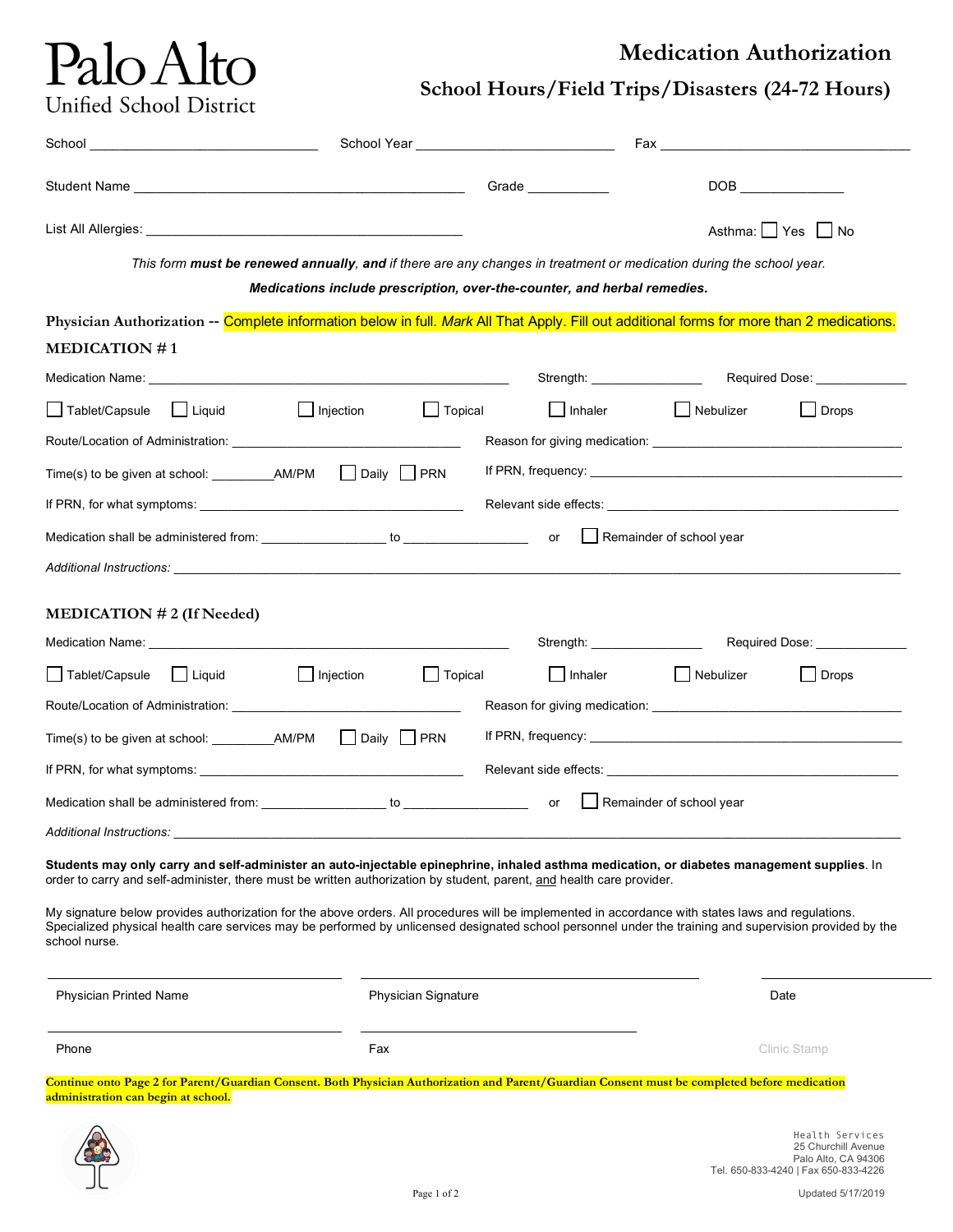# Palo Alto Unified School District

## Medication Authorization

### School Hours/Field Trips/Disasters (24-72 Hours)

School ______________________________ School Year __________________________ Fax ____________________________________

Student Name ____________________________________________ Grade ___________ DOB ______________

List All Allergies: __________________________________________ Asthma: ☐ Yes ☐ No

*This form **must be renewed annually**, **and** if there are any changes in treatment or medication during the school year.*

***Medications include prescription, over-the-counter, and herbal remedies.***

**Physician Authorization** -- Complete information below in full. *Mark* All That Apply. Fill out additional forms for more than 2 medications.

### MEDICATION # 1

Medication Name: ____________________________________________________ Strength: _______________ Required Dose: _____________

☐ Tablet/Capsule ☐ Liquid ☐ Injection ☐ Topical ☐ Inhaler ☐ Nebulizer ☐ Drops

Route/Location of Administration: _________________________________ Reason for giving medication: ____________________________________

Time(s) to be given at school: _________AM/PM ☐ Daily ☐ PRN If PRN, frequency: _______________________________________________

If PRN, for what symptoms: ______________________________________ Relevant side effects: ___________________________________________

Medication shall be administered from: _________________ to _________________ or ☐ Remainder of school year

*Additional Instructions:* ______________________________________________________________________________________________

### MEDICATION # 2 (If Needed)

Medication Name: ____________________________________________________ Strength: _______________ Required Dose: _____________

☐ Tablet/Capsule ☐ Liquid ☐ Injection ☐ Topical ☐ Inhaler ☐ Nebulizer ☐ Drops

Route/Location of Administration: _________________________________ Reason for giving medication: ____________________________________

Time(s) to be given at school: _________AM/PM ☐ Daily ☐ PRN If PRN, frequency: _______________________________________________

If PRN, for what symptoms: ______________________________________ Relevant side effects: ___________________________________________

Medication shall be administered from: _________________ to _________________ or ☐ Remainder of school year

*Additional Instructions:* ______________________________________________________________________________________________

**Students may only carry and self-administer an auto-injectable epinephrine, inhaled asthma medication, or diabetes management supplies**. In order to carry and self-administer, there must be written authorization by student, parent, and health care provider.

My signature below provides authorization for the above orders. All procedures will be implemented in accordance with states laws and regulations. Specialized physical health care services may be performed by unlicensed designated school personnel under the training and supervision provided by the school nurse.

_________________________________ _________________________________ _______________

Physician Printed Name Physician Signature Date

_________________________________ _________________________________

Phone Fax Clinic Stamp

**Continue onto Page 2 for Parent/Guardian Consent. Both Physician Authorization and Parent/Guardian Consent must be completed before medication administration can begin at school.**

Health Services
25 Churchill Avenue
Palo Alto, CA 94306
Tel. 650-833-4240 | Fax 650-833-4226

Updated 5/17/2019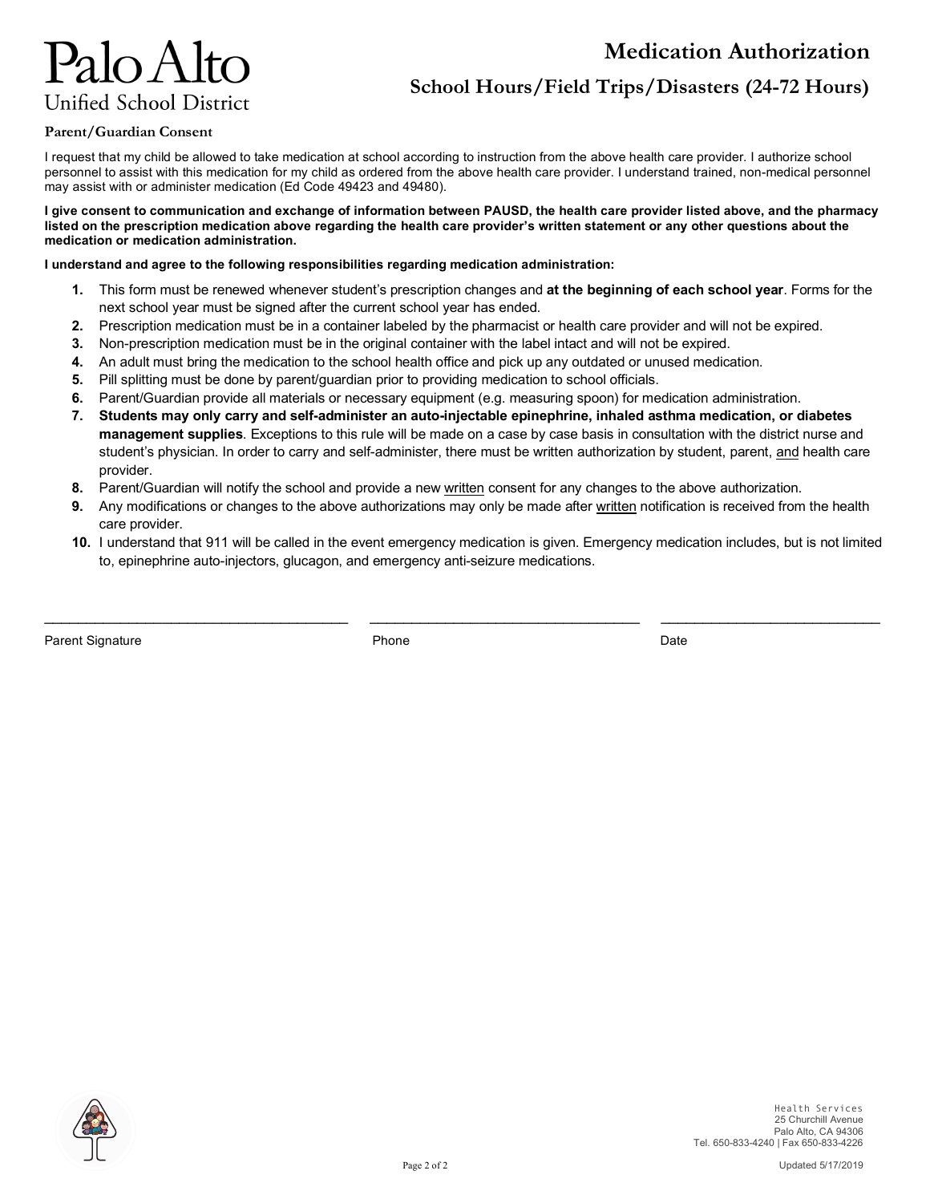# Palo Alto Unified School District

## Medication Authorization

### School Hours/Field Trips/Disasters (24-72 Hours)

**Parent/Guardian Consent**

I request that my child be allowed to take medication at school according to instruction from the above health care provider. I authorize school personnel to assist with this medication for my child as ordered from the above health care provider. I understand trained, non-medical personnel may assist with or administer medication (Ed Code 49423 and 49480).

**I give consent to communication and exchange of information between PAUSD, the health care provider listed above, and the pharmacy listed on the prescription medication above regarding the health care provider's written statement or any other questions about the medication or medication administration.**

**I understand and agree to the following responsibilities regarding medication administration:**

1. This form must be renewed whenever student's prescription changes and **at the beginning of each school year**. Forms for the next school year must be signed after the current school year has ended.
2. Prescription medication must be in a container labeled by the pharmacist or health care provider and will not be expired.
3. Non-prescription medication must be in the original container with the label intact and will not be expired.
4. An adult must bring the medication to the school health office and pick up any outdated or unused medication.
5. Pill splitting must be done by parent/guardian prior to providing medication to school officials.
6. Parent/Guardian provide all materials or necessary equipment (e.g. measuring spoon) for medication administration.
7. **Students may only carry and self-administer an auto-injectable epinephrine, inhaled asthma medication, or diabetes management supplies**. Exceptions to this rule will be made on a case by case basis in consultation with the district nurse and student's physician. In order to carry and self-administer, there must be written authorization by student, parent, <u>and</u> health care provider.
8. Parent/Guardian will notify the school and provide a new <u>written</u> consent for any changes to the above authorization.
9. Any modifications or changes to the above authorizations may only be made after <u>written</u> notification is received from the health care provider.
10. I understand that 911 will be called in the event emergency medication is given. Emergency medication includes, but is not limited to, epinephrine auto-injectors, glucagon, and emergency anti-seizure medications.

_________________________________________ _____________________________________ ______________________________

Parent Signature Phone Date

Health Services
25 Churchill Avenue
Palo Alto, CA 94306
Tel. 650-833-4240 | Fax 650-833-4226

Updated 5/17/2019